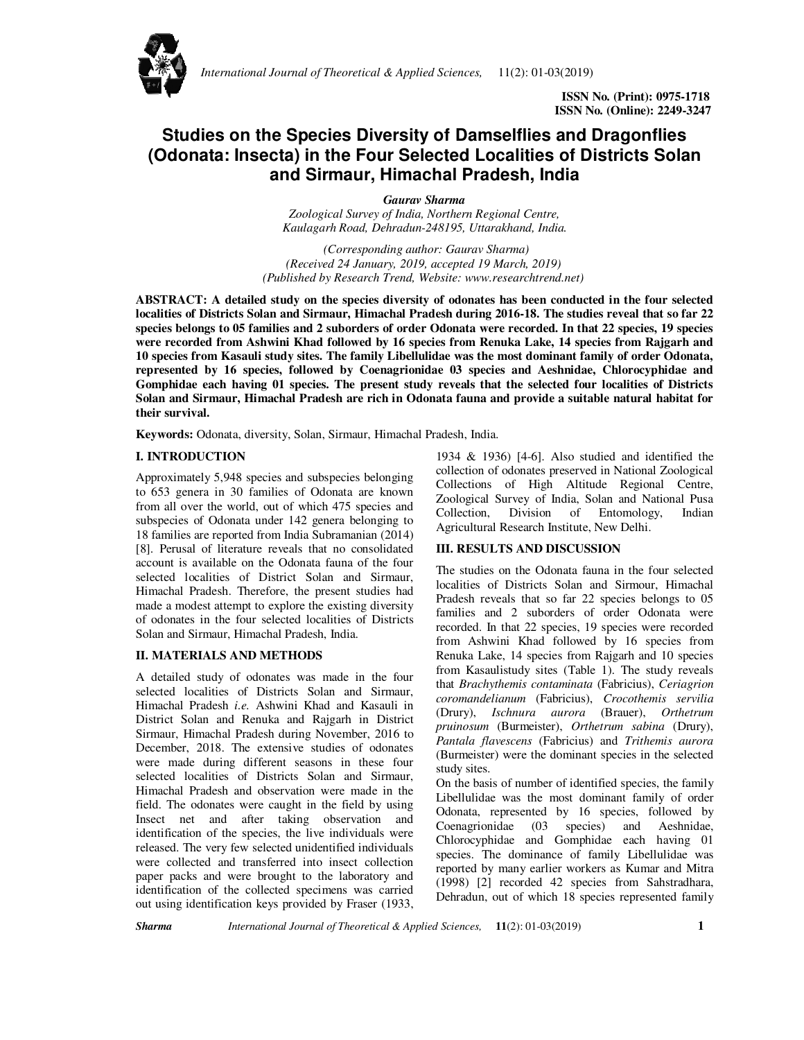ISSN No. (Print): 0975-1718
ISSN No. (Online): 2249-3247

# Studies on the Species Diversity of Damselflies and Dragonflies (Odonata: Insecta) in the Four Selected Localities of Districts Solan and Sirmaur, Himachal Pradesh, India

***Gaurav Sharma***

*Zoological Survey of India, Northern Regional Centre, Kaulagarh Road, Dehradun-248195, Uttarakhand, India.*

*(Corresponding author: Gaurav Sharma)*
*(Received 24 January, 2019, accepted 19 March, 2019)*
*(Published by Research Trend, Website: www.researchtrend.net)*

**ABSTRACT: A detailed study on the species diversity of odonates has been conducted in the four selected localities of Districts Solan and Sirmaur, Himachal Pradesh during 2016-18. The studies reveal that so far 22 species belongs to 05 families and 2 suborders of order Odonata were recorded. In that 22 species, 19 species were recorded from Ashwini Khad followed by 16 species from Renuka Lake, 14 species from Rajgarh and 10 species from Kasauli study sites. The family Libellulidae was the most dominant family of order Odonata, represented by 16 species, followed by Coenagrionidae 03 species and Aeshnidae, Chlorocyphidae and Gomphidae each having 01 species. The present study reveals that the selected four localities of Districts Solan and Sirmaur, Himachal Pradesh are rich in Odonata fauna and provide a suitable natural habitat for their survival.**

**Keywords:** Odonata, diversity, Solan, Sirmaur, Himachal Pradesh, India.

## I. INTRODUCTION

Approximately 5,948 species and subspecies belonging to 653 genera in 30 families of Odonata are known from all over the world, out of which 475 species and subspecies of Odonata under 142 genera belonging to 18 families are reported from India Subramanian (2014) [8]. Perusal of literature reveals that no consolidated account is available on the Odonata fauna of the four selected localities of District Solan and Sirmaur, Himachal Pradesh. Therefore, the present studies had made a modest attempt to explore the existing diversity of odonates in the four selected localities of Districts Solan and Sirmaur, Himachal Pradesh, India.

## II. MATERIALS AND METHODS

A detailed study of odonates was made in the four selected localities of Districts Solan and Sirmaur, Himachal Pradesh *i.e.* Ashwini Khad and Kasauli in District Solan and Renuka and Rajgarh in District Sirmaur, Himachal Pradesh during November, 2016 to December, 2018. The extensive studies of odonates were made during different seasons in these four selected localities of Districts Solan and Sirmaur, Himachal Pradesh and observation were made in the field. The odonates were caught in the field by using Insect net and after taking observation and identification of the species, the live individuals were released. The very few selected unidentified individuals were collected and transferred into insect collection paper packs and were brought to the laboratory and identification of the collected specimens was carried out using identification keys provided by Fraser (1933, 1934 & 1936) [4-6]. Also studied and identified the collection of odonates preserved in National Zoological Collections of High Altitude Regional Centre, Zoological Survey of India, Solan and National Pusa Collection, Division of Entomology, Indian Agricultural Research Institute, New Delhi.

## III. RESULTS AND DISCUSSION

The studies on the Odonata fauna in the four selected localities of Districts Solan and Sirmour, Himachal Pradesh reveals that so far 22 species belongs to 05 families and 2 suborders of order Odonata were recorded. In that 22 species, 19 species were recorded from Ashwini Khad followed by 16 species from Renuka Lake, 14 species from Rajgarh and 10 species from Kasaulistudy sites (Table 1). The study reveals that *Brachythemis contaminata* (Fabricius), *Ceriagrion coromandelianum* (Fabricius), *Crocothemis servilia* (Drury), *Ischnura aurora* (Brauer), *Orthetrum pruinosum* (Burmeister), *Orthetrum sabina* (Drury), *Pantala flavescens* (Fabricius) and *Trithemis aurora* (Burmeister) were the dominant species in the selected study sites.

On the basis of number of identified species, the family Libellulidae was the most dominant family of order Odonata, represented by 16 species, followed by Coenagrionidae (03 species) and Aeshnidae, Chlorocyphidae and Gomphidae each having 01 species. The dominance of family Libellulidae was reported by many earlier workers as Kumar and Mitra (1998) [2] recorded 42 species from Sahstradhara, Dehradun, out of which 18 species represented family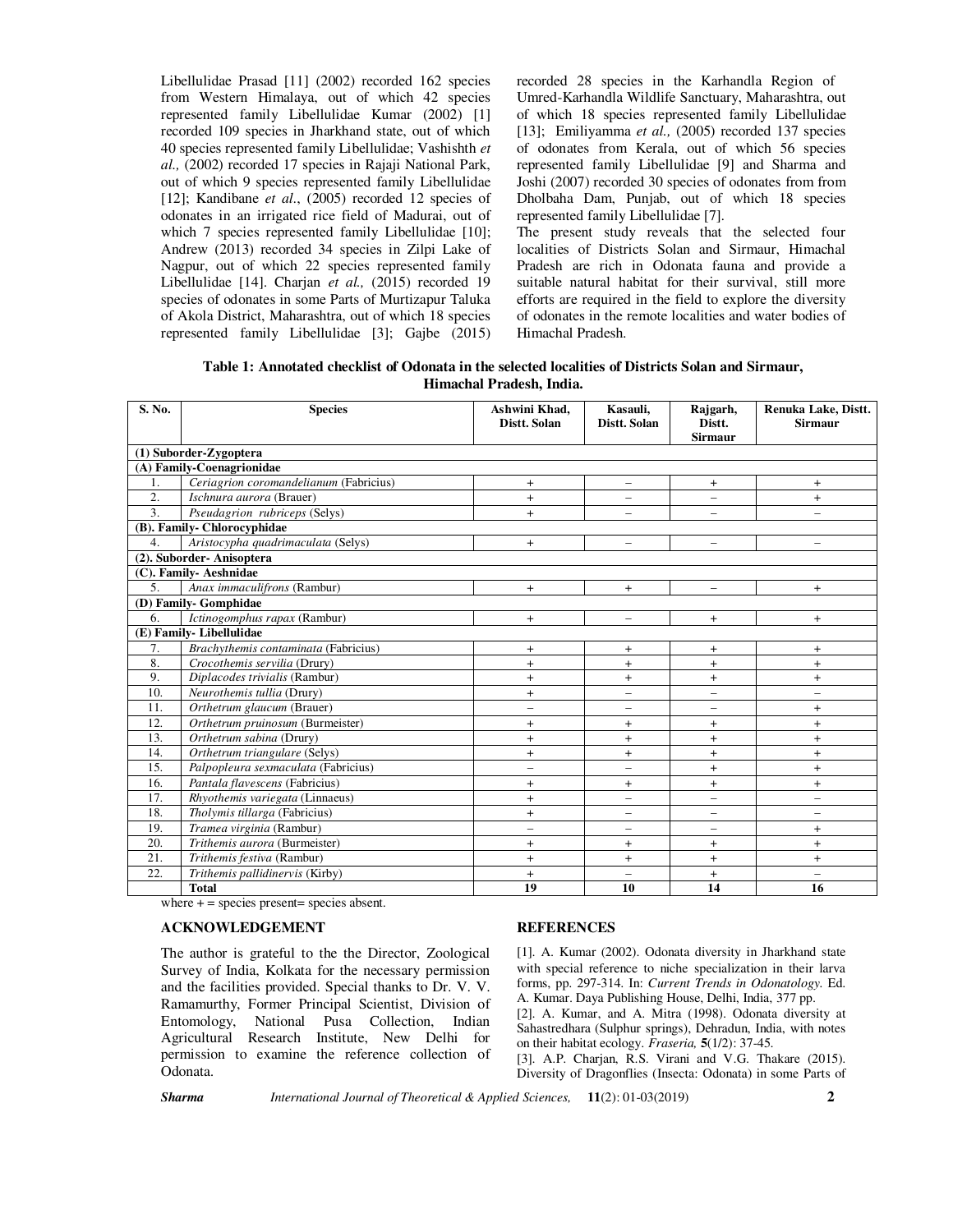Libellulidae Prasad [11] (2002) recorded 162 species from Western Himalaya, out of which 42 species represented family Libellulidae Kumar (2002) [1] recorded 109 species in Jharkhand state, out of which 40 species represented family Libellulidae; Vashishth *et al.,* (2002) recorded 17 species in Rajaji National Park, out of which 9 species represented family Libellulidae [12]; Kandibane *et al*., (2005) recorded 12 species of odonates in an irrigated rice field of Madurai, out of which 7 species represented family Libellulidae [10]; Andrew (2013) recorded 34 species in Zilpi Lake of Nagpur, out of which 22 species represented family Libellulidae [14]. Charjan *et al.,* (2015) recorded 19 species of odonates in some Parts of Murtizapur Taluka of Akola District, Maharashtra, out of which 18 species represented family Libellulidae [3]; Gajbe (2015) recorded 28 species in the Karhandla Region of Umred-Karhandla Wildlife Sanctuary, Maharashtra, out of which 18 species represented family Libellulidae [13]; Emiliyamma *et al.,* (2005) recorded 137 species of odonates from Kerala, out of which 56 species represented family Libellulidae [9] and Sharma and Joshi (2007) recorded 30 species of odonates from from Dholbaha Dam, Punjab, out of which 18 species represented family Libellulidae [7].

The present study reveals that the selected four localities of Districts Solan and Sirmaur, Himachal Pradesh are rich in Odonata fauna and provide a suitable natural habitat for their survival, still more efforts are required in the field to explore the diversity of odonates in the remote localities and water bodies of Himachal Pradesh.

**Table 1: Annotated checklist of Odonata in the selected localities of Districts Solan and Sirmaur, Himachal Pradesh, India.**

| S. No. | Species | Ashwini Khad, Distt. Solan | Kasauli, Distt. Solan | Rajgarh, Distt. Sirmaur | Renuka Lake, Distt. Sirmaur |
|---|---|---|---|---|---|
| **(1) Suborder-Zygoptera** | | | | | |
| **(A) Family-Coenagrionidae** | | | | | |
| 1. | *Ceriagrion coromandelianum* (Fabricius) | + | – | + | + |
| 2. | *Ischnura aurora* (Brauer) | + | – | – | + |
| 3. | *Pseudagrion rubriceps* (Selys) | + | – | – | – |
| **(B). Family- Chlorocyphidae** | | | | | |
| 4. | *Aristocypha quadrimaculata* (Selys) | + | – | – | – |
| **(2). Suborder- Anisoptera** | | | | | |
| **(C). Family- Aeshnidae** | | | | | |
| 5. | *Anax immaculifrons* (Rambur) | + | + | – | + |
| **(D) Family- Gomphidae** | | | | | |
| 6. | *Ictinogomphus rapax* (Rambur) | + | – | + | + |
| **(E) Family- Libellulidae** | | | | | |
| 7. | *Brachythemis contaminata* (Fabricius) | + | + | + | + |
| 8. | *Crocothemis servilia* (Drury) | + | + | + | + |
| 9. | *Diplacodes trivialis* (Rambur) | + | + | + | + |
| 10. | *Neurothemis tullia* (Drury) | + | – | – | – |
| 11. | *Orthetrum glaucum* (Brauer) | – | – | – | + |
| 12. | *Orthetrum pruinosum* (Burmeister) | + | + | + | + |
| 13. | *Orthetrum sabina* (Drury) | + | + | + | + |
| 14. | *Orthetrum triangulare* (Selys) | + | + | + | + |
| 15. | *Palpopleura sexmaculata* (Fabricius) | – | – | + | + |
| 16. | *Pantala flavescens* (Fabricius) | + | + | + | + |
| 17. | *Rhyothemis variegata* (Linnaeus) | + | – | – | – |
| 18. | *Tholymis tillarga* (Fabricius) | + | – | – | – |
| 19. | *Tramea virginia* (Rambur) | – | – | – | + |
| 20. | *Trithemis aurora* (Burmeister) | + | + | + | + |
| 21. | *Trithemis festiva* (Rambur) | + | + | + | + |
| 22. | *Trithemis pallidinervis* (Kirby) | + | – | + | – |
| | **Total** | **19** | **10** | **14** | **16** |

where + = species present= species absent.

## ACKNOWLEDGEMENT

The author is grateful to the the Director, Zoological Survey of India, Kolkata for the necessary permission and the facilities provided. Special thanks to Dr. V. V. Ramamurthy, Former Principal Scientist, Division of Entomology, National Pusa Collection, Indian Agricultural Research Institute, New Delhi for permission to examine the reference collection of Odonata.

## REFERENCES

[1]. A. Kumar (2002). Odonata diversity in Jharkhand state with special reference to niche specialization in their larva forms, pp. 297-314. In: *Current Trends in Odonatology.* Ed. A. Kumar. Daya Publishing House, Delhi, India, 377 pp.

[2]. A. Kumar, and A. Mitra (1998). Odonata diversity at Sahastredhara (Sulphur springs), Dehradun, India, with notes on their habitat ecology. *Fraseria,* **5**(1/2): 37-45.

[3]. A.P. Charjan, R.S. Virani and V.G. Thakare (2015). Diversity of Dragonflies (Insecta: Odonata) in some Parts of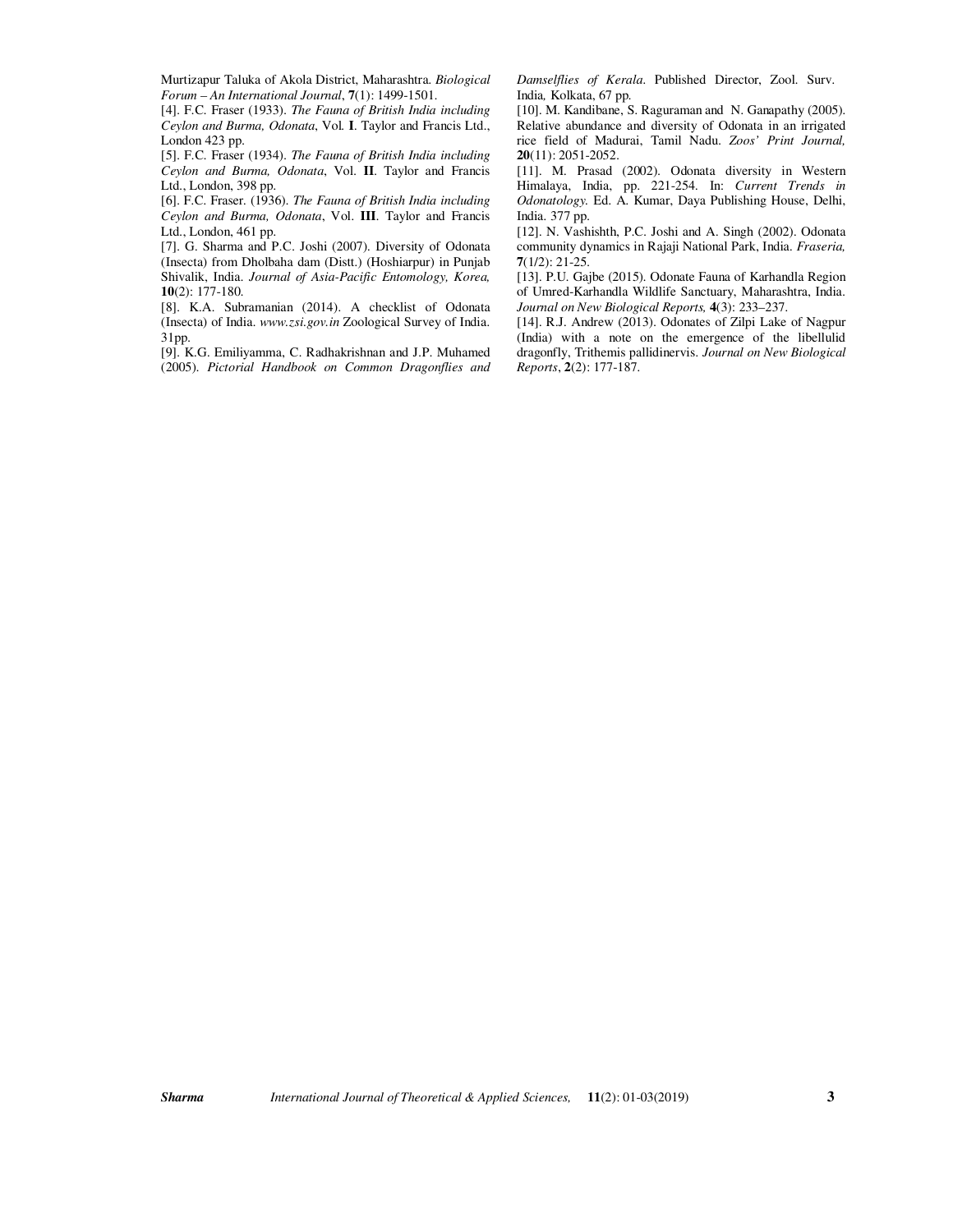Murtizapur Taluka of Akola District, Maharashtra. *Biological Forum – An International Journal*, **7**(1): 1499-1501.

[4]. F.C. Fraser (1933). *The Fauna of British India including Ceylon and Burma, Odonata*, Vol. **I**. Taylor and Francis Ltd., London 423 pp.

[5]. F.C. Fraser (1934). *The Fauna of British India including Ceylon and Burma, Odonata*, Vol. **II**. Taylor and Francis Ltd., London, 398 pp.

[6]. F.C. Fraser. (1936). *The Fauna of British India including Ceylon and Burma, Odonata*, Vol. **III**. Taylor and Francis Ltd., London, 461 pp.

[7]. G. Sharma and P.C. Joshi (2007). Diversity of Odonata (Insecta) from Dholbaha dam (Distt.) (Hoshiarpur) in Punjab Shivalik, India. *Journal of Asia-Pacific Entomology, Korea,* **10**(2): 177-180.

[8]. K.A. Subramanian (2014). A checklist of Odonata (Insecta) of India. *www.zsi.gov.in* Zoological Survey of India. 31pp.

[9]. K.G. Emiliyamma, C. Radhakrishnan and J.P. Muhamed (2005). *Pictorial Handbook on Common Dragonflies and Damselflies of Kerala*. Published Director, Zool. Surv. India*,* Kolkata, 67 pp.

[10]. M. Kandibane, S. Raguraman and N. Ganapathy (2005). Relative abundance and diversity of Odonata in an irrigated rice field of Madurai, Tamil Nadu. *Zoos' Print Journal,* **20**(11): 2051-2052.

[11]. M. Prasad (2002). Odonata diversity in Western Himalaya, India, pp. 221-254. In: *Current Trends in Odonatology.* Ed. A. Kumar, Daya Publishing House, Delhi, India. 377 pp.

[12]. N. Vashishth, P.C. Joshi and A. Singh (2002). Odonata community dynamics in Rajaji National Park, India. *Fraseria,* **7**(1/2): 21-25.

[13]. P.U. Gajbe (2015). Odonate Fauna of Karhandla Region of Umred-Karhandla Wildlife Sanctuary, Maharashtra, India. *Journal on New Biological Reports,* **4**(3): 233–237.

[14]. R.J. Andrew (2013). Odonates of Zilpi Lake of Nagpur (India) with a note on the emergence of the libellulid dragonfly, Trithemis pallidinervis. *Journal on New Biological Reports*, **2**(2): 177-187.